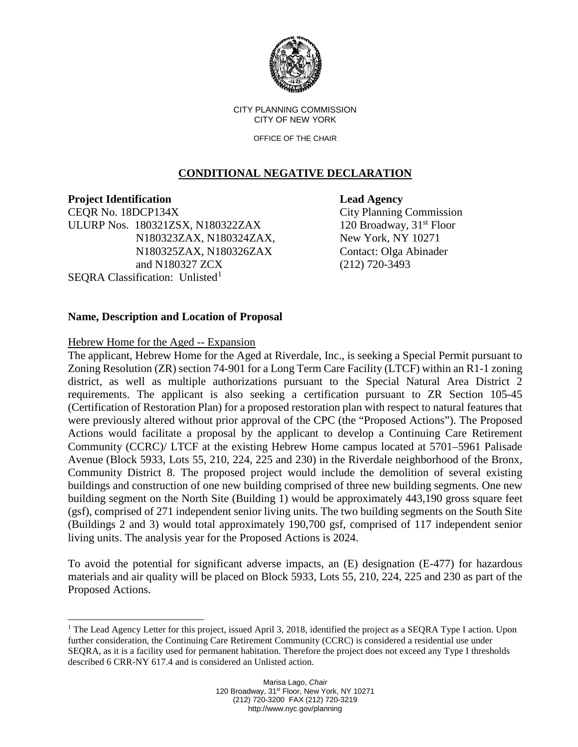CITY PLANNING COMMISSION
CITY OF NEW YORK

OFFICE OF THE CHAIR

## CONDITIONAL NEGATIVE DECLARATION

**Project Identification**
CEQR No. 18DCP134X
ULURP Nos. 180321ZSX, N180322ZAX
N180323ZAX, N180324ZAX,
N180325ZAX, N180326ZAX
and N180327 ZCX
SEQRA Classification: Unlisted[1]

**Lead Agency**
City Planning Commission
120 Broadway, 31st Floor
New York, NY 10271
Contact: Olga Abinader
(212) 720-3493

### Name, Description and Location of Proposal

Hebrew Home for the Aged -- Expansion

The applicant, Hebrew Home for the Aged at Riverdale, Inc., is seeking a Special Permit pursuant to Zoning Resolution (ZR) section 74-901 for a Long Term Care Facility (LTCF) within an R1-1 zoning district, as well as multiple authorizations pursuant to the Special Natural Area District 2 requirements. The applicant is also seeking a certification pursuant to ZR Section 105-45 (Certification of Restoration Plan) for a proposed restoration plan with respect to natural features that were previously altered without prior approval of the CPC (the "Proposed Actions"). The Proposed Actions would facilitate a proposal by the applicant to develop a Continuing Care Retirement Community (CCRC)/ LTCF at the existing Hebrew Home campus located at 5701–5961 Palisade Avenue (Block 5933, Lots 55, 210, 224, 225 and 230) in the Riverdale neighborhood of the Bronx, Community District 8. The proposed project would include the demolition of several existing buildings and construction of one new building comprised of three new building segments. One new building segment on the North Site (Building 1) would be approximately 443,190 gross square feet (gsf), comprised of 271 independent senior living units. The two building segments on the South Site (Buildings 2 and 3) would total approximately 190,700 gsf, comprised of 117 independent senior living units. The analysis year for the Proposed Actions is 2024.

To avoid the potential for significant adverse impacts, an (E) designation (E-477) for hazardous materials and air quality will be placed on Block 5933, Lots 55, 210, 224, 225 and 230 as part of the Proposed Actions.

[1] The Lead Agency Letter for this project, issued April 3, 2018, identified the project as a SEQRA Type I action. Upon further consideration, the Continuing Care Retirement Community (CCRC) is considered a residential use under SEQRA, as it is a facility used for permanent habitation. Therefore the project does not exceed any Type I thresholds described 6 CRR-NY 617.4 and is considered an Unlisted action.

Marisa Lago, *Chair*
120 Broadway, 31st Floor, New York, NY 10271
(212) 720-3200 FAX (212) 720-3219
http://www.nyc.gov/planning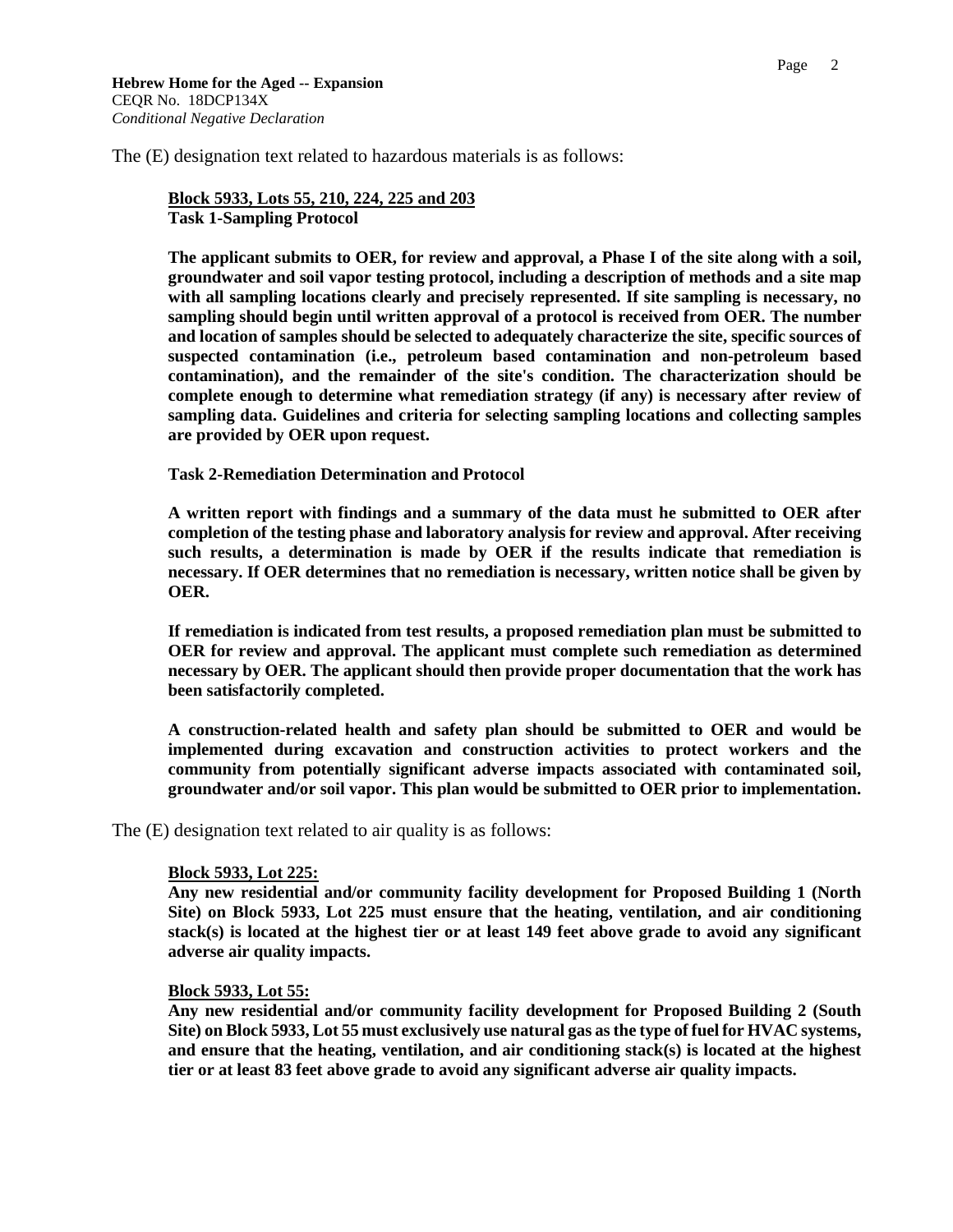The (E) designation text related to hazardous materials is as follows:

> **<u>Block 5933, Lots 55, 210, 224, 225 and 203</u>**
> **Task 1-Sampling Protocol**
>
> **The applicant submits to OER, for review and approval, a Phase I of the site along with a soil, groundwater and soil vapor testing protocol, including a description of methods and a site map with all sampling locations clearly and precisely represented. If site sampling is necessary, no sampling should begin until written approval of a protocol is received from OER. The number and location of samples should be selected to adequately characterize the site, specific sources of suspected contamination (i.e., petroleum based contamination and non-petroleum based contamination), and the remainder of the site's condition. The characterization should be complete enough to determine what remediation strategy (if any) is necessary after review of sampling data. Guidelines and criteria for selecting sampling locations and collecting samples are provided by OER upon request.**
>
> **Task 2-Remediation Determination and Protocol**
>
> **A written report with findings and a summary of the data must he submitted to OER after completion of the testing phase and laboratory analysis for review and approval. After receiving such results, a determination is made by OER if the results indicate that remediation is necessary. If OER determines that no remediation is necessary, written notice shall be given by OER.**
>
> **If remediation is indicated from test results, a proposed remediation plan must be submitted to OER for review and approval. The applicant must complete such remediation as determined necessary by OER. The applicant should then provide proper documentation that the work has been satisfactorily completed.**
>
> **A construction-related health and safety plan should be submitted to OER and would be implemented during excavation and construction activities to protect workers and the community from potentially significant adverse impacts associated with contaminated soil, groundwater and/or soil vapor. This plan would be submitted to OER prior to implementation.**

The (E) designation text related to air quality is as follows:

> **<u>Block 5933, Lot 225:</u>**
> **Any new residential and/or community facility development for Proposed Building 1 (North Site) on Block 5933, Lot 225 must ensure that the heating, ventilation, and air conditioning stack(s) is located at the highest tier or at least 149 feet above grade to avoid any significant adverse air quality impacts.**
>
> **<u>Block 5933, Lot 55:</u>**
> **Any new residential and/or community facility development for Proposed Building 2 (South Site) on Block 5933, Lot 55 must exclusively use natural gas as the type of fuel for HVAC systems, and ensure that the heating, ventilation, and air conditioning stack(s) is located at the highest tier or at least 83 feet above grade to avoid any significant adverse air quality impacts.**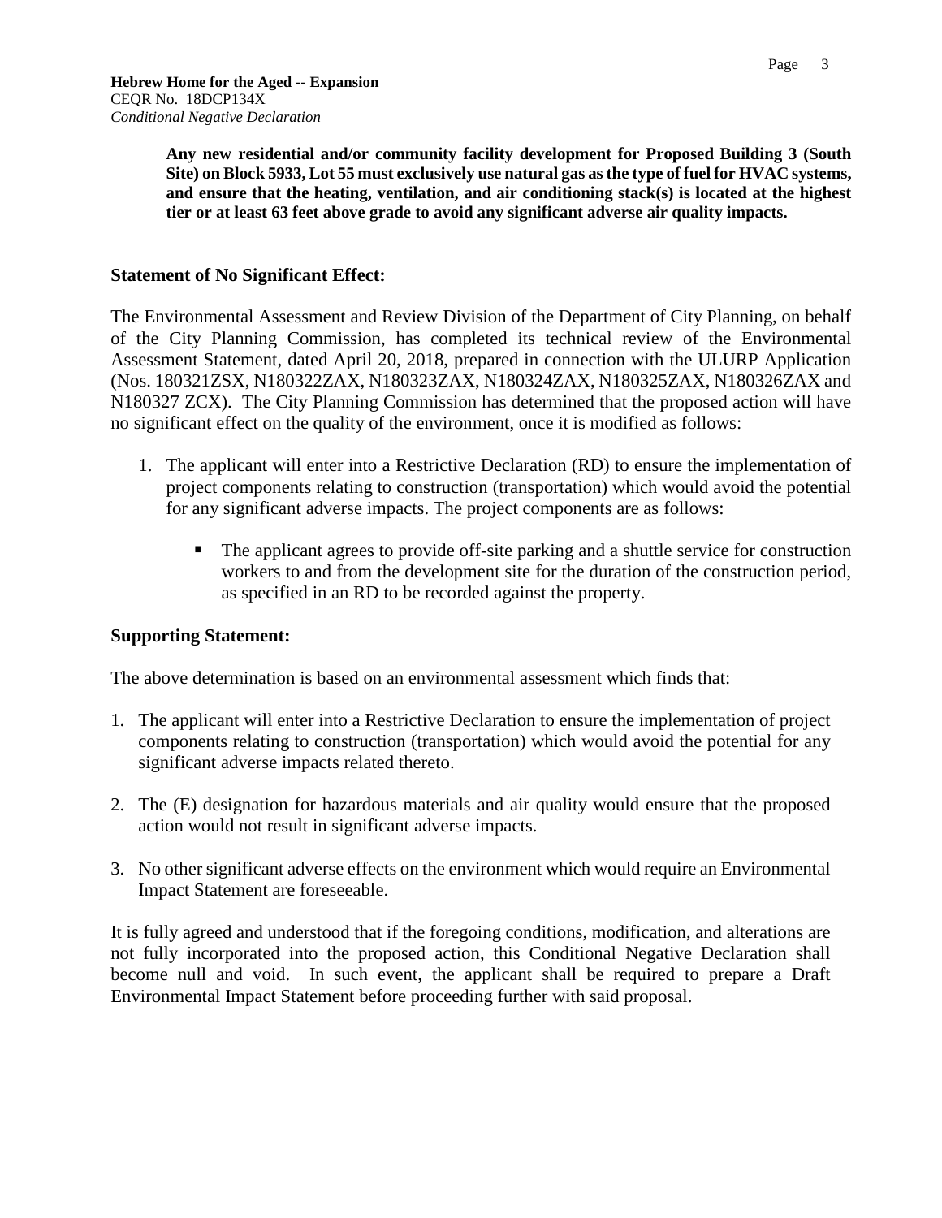**Any new residential and/or community facility development for Proposed Building 3 (South Site) on Block 5933, Lot 55 must exclusively use natural gas as the type of fuel for HVAC systems, and ensure that the heating, ventilation, and air conditioning stack(s) is located at the highest tier or at least 63 feet above grade to avoid any significant adverse air quality impacts.**

## Statement of No Significant Effect:

The Environmental Assessment and Review Division of the Department of City Planning, on behalf of the City Planning Commission, has completed its technical review of the Environmental Assessment Statement, dated April 20, 2018, prepared in connection with the ULURP Application (Nos. 180321ZSX, N180322ZAX, N180323ZAX, N180324ZAX, N180325ZAX, N180326ZAX and N180327 ZCX). The City Planning Commission has determined that the proposed action will have no significant effect on the quality of the environment, once it is modified as follows:

1. The applicant will enter into a Restrictive Declaration (RD) to ensure the implementation of project components relating to construction (transportation) which would avoid the potential for any significant adverse impacts. The project components are as follows:

    - The applicant agrees to provide off-site parking and a shuttle service for construction workers to and from the development site for the duration of the construction period, as specified in an RD to be recorded against the property.

## Supporting Statement:

The above determination is based on an environmental assessment which finds that:

1. The applicant will enter into a Restrictive Declaration to ensure the implementation of project components relating to construction (transportation) which would avoid the potential for any significant adverse impacts related thereto.

2. The (E) designation for hazardous materials and air quality would ensure that the proposed action would not result in significant adverse impacts.

3. No other significant adverse effects on the environment which would require an Environmental Impact Statement are foreseeable.

It is fully agreed and understood that if the foregoing conditions, modification, and alterations are not fully incorporated into the proposed action, this Conditional Negative Declaration shall become null and void. In such event, the applicant shall be required to prepare a Draft Environmental Impact Statement before proceeding further with said proposal.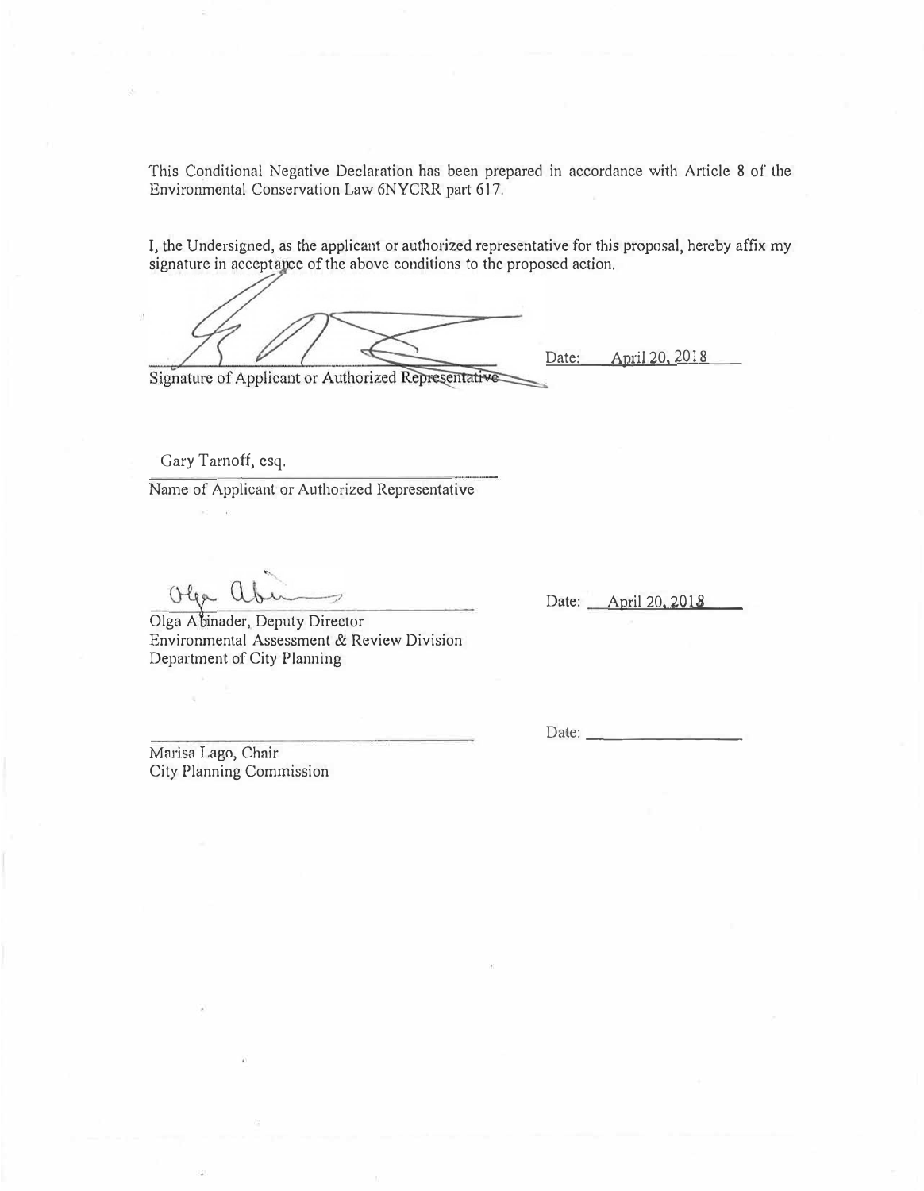This Conditional Negative Declaration has been prepared in accordance with Article 8 of the Environmental Conservation Law 6NYCRR part 617.

I, the Undersigned, as the applicant or authorized representative for this proposal, hereby affix my signature in acceptance of the above conditions to the proposed action.

_______________________________ Date: April 20, 2018

Signature of Applicant or Authorized Representative

Gary Tarnoff, esq.

Name of Applicant or Authorized Representative

_______________________________ Date: April 20, 2018

Olga Abinader, Deputy Director
Environmental Assessment & Review Division
Department of City Planning

_______________________________ Date: ______________

Marisa Lago, Chair
City Planning Commission